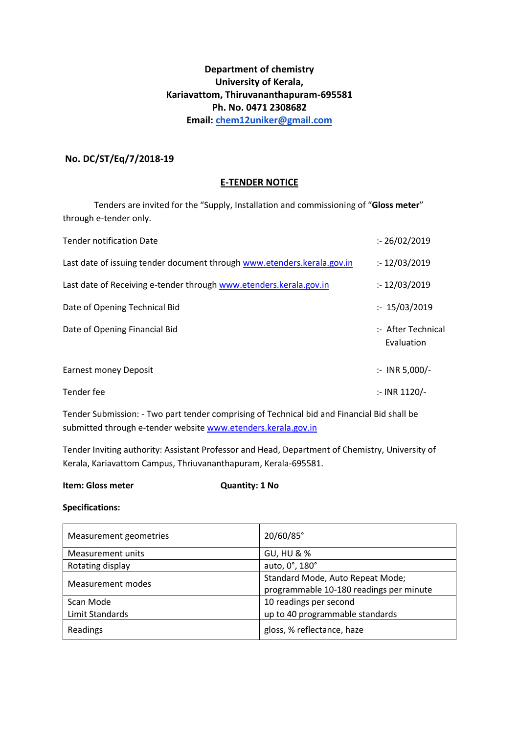**Department of chemistry**
**University of Kerala,**
**Kariavattom, Thiruvananthapuram-695581**
**Ph. No. 0471 2308682**
**Email: chem12uniker@gmail.com**

**No. DC/ST/Eq/7/2018-19**

## E-TENDER NOTICE

Tenders are invited for the "Supply, Installation and commissioning of "**Gloss meter**" through e-tender only.

| | |
|---|---|
| Tender notification Date | :- 26/02/2019 |
| Last date of issuing tender document through www.etenders.kerala.gov.in | :- 12/03/2019 |
| Last date of Receiving e-tender through www.etenders.kerala.gov.in | :- 12/03/2019 |
| Date of Opening Technical Bid | :- 15/03/2019 |
| Date of Opening Financial Bid | :- After Technical Evaluation |
| Earnest money Deposit | :- INR 5,000/- |
| Tender fee | :- INR 1120/- |

Tender Submission: - Two part tender comprising of Technical bid and Financial Bid shall be submitted through e-tender website www.etenders.kerala.gov.in

Tender Inviting authority: Assistant Professor and Head, Department of Chemistry, University of Kerala, Kariavattom Campus, Thriuvananthapuram, Kerala-695581.

**Item: Gloss meter** **Quantity: 1 No**

**Specifications:**

| | |
|---|---|
| Measurement geometries | 20/60/85° |
| Measurement units | GU, HU & % |
| Rotating display | auto, 0°, 180° |
| Measurement modes | Standard Mode, Auto Repeat Mode; programmable 10-180 readings per minute |
| Scan Mode | 10 readings per second |
| Limit Standards | up to 40 programmable standards |
| Readings | gloss, % reflectance, haze |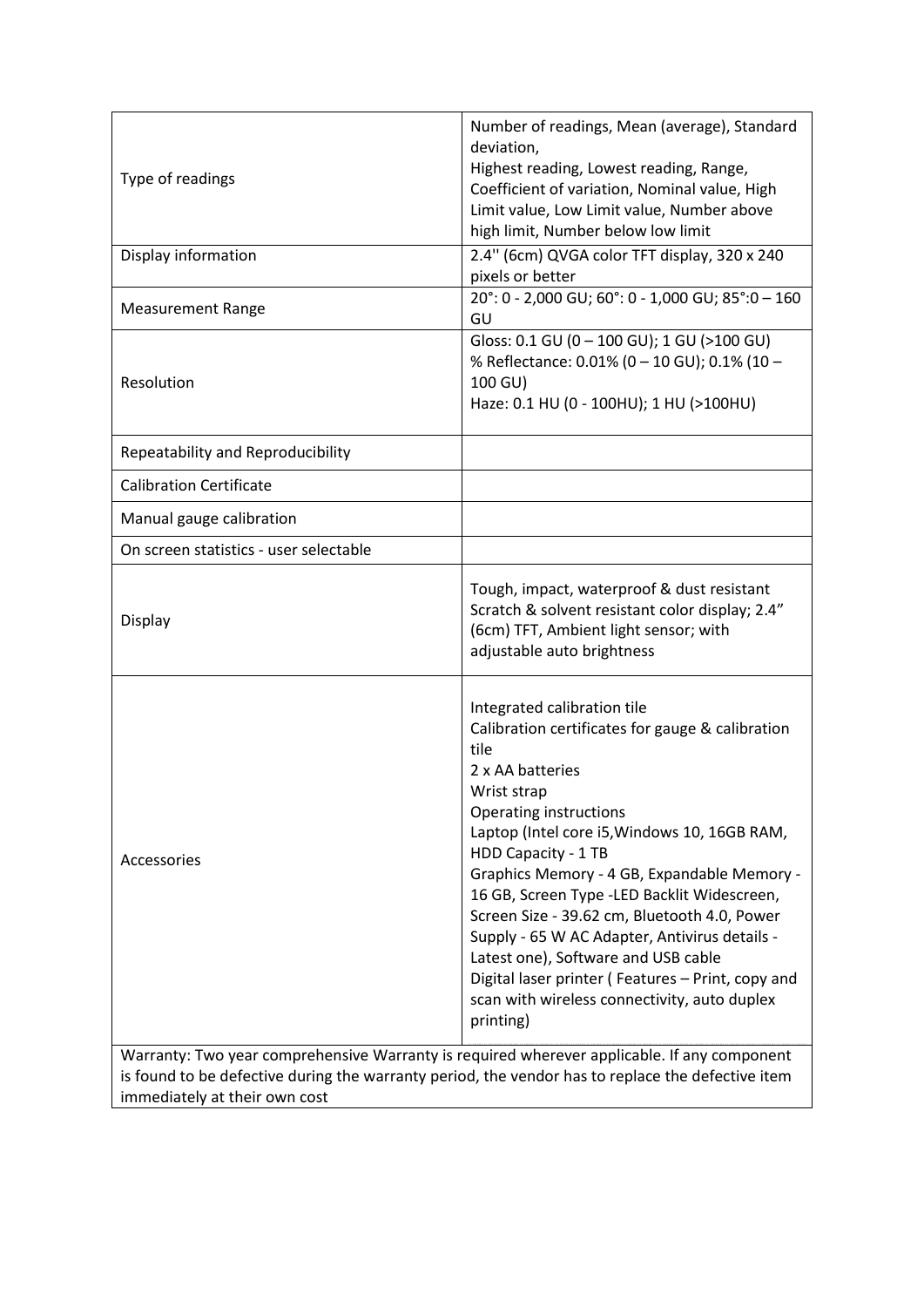| Type of readings | Number of readings, Mean (average), Standard deviation,<br>Highest reading, Lowest reading, Range, Coefficient of variation, Nominal value, High Limit value, Low Limit value, Number above high limit, Number below low limit |
|---|---|
| Display information | 2.4'' (6cm) QVGA color TFT display, 320 x 240 pixels or better |
| Measurement Range | 20°: 0 - 2,000 GU; 60°: 0 - 1,000 GU; 85°:0 – 160 GU |
| Resolution | Gloss: 0.1 GU (0 – 100 GU); 1 GU (>100 GU)<br>% Reflectance: 0.01% (0 – 10 GU); 0.1% (10 – 100 GU)<br>Haze: 0.1 HU (0 - 100HU); 1 HU (>100HU) |
| Repeatability and Reproducibility | |
| Calibration Certificate | |
| Manual gauge calibration | |
| On screen statistics - user selectable | |
| Display | Tough, impact, waterproof & dust resistant Scratch & solvent resistant color display; 2.4" (6cm) TFT, Ambient light sensor; with adjustable auto brightness |
| Accessories | Integrated calibration tile<br>Calibration certificates for gauge & calibration tile<br>2 x AA batteries<br>Wrist strap<br>Operating instructions<br>Laptop (Intel core i5,Windows 10, 16GB RAM, HDD Capacity - 1 TB<br>Graphics Memory - 4 GB, Expandable Memory - 16 GB, Screen Type -LED Backlit Widescreen, Screen Size - 39.62 cm, Bluetooth 4.0, Power Supply - 65 W AC Adapter, Antivirus details - Latest one), Software and USB cable<br>Digital laser printer ( Features – Print, copy and scan with wireless connectivity, auto duplex printing) |
| Warranty: Two year comprehensive Warranty is required wherever applicable. If any component is found to be defective during the warranty period, the vendor has to replace the defective item immediately at their own cost | |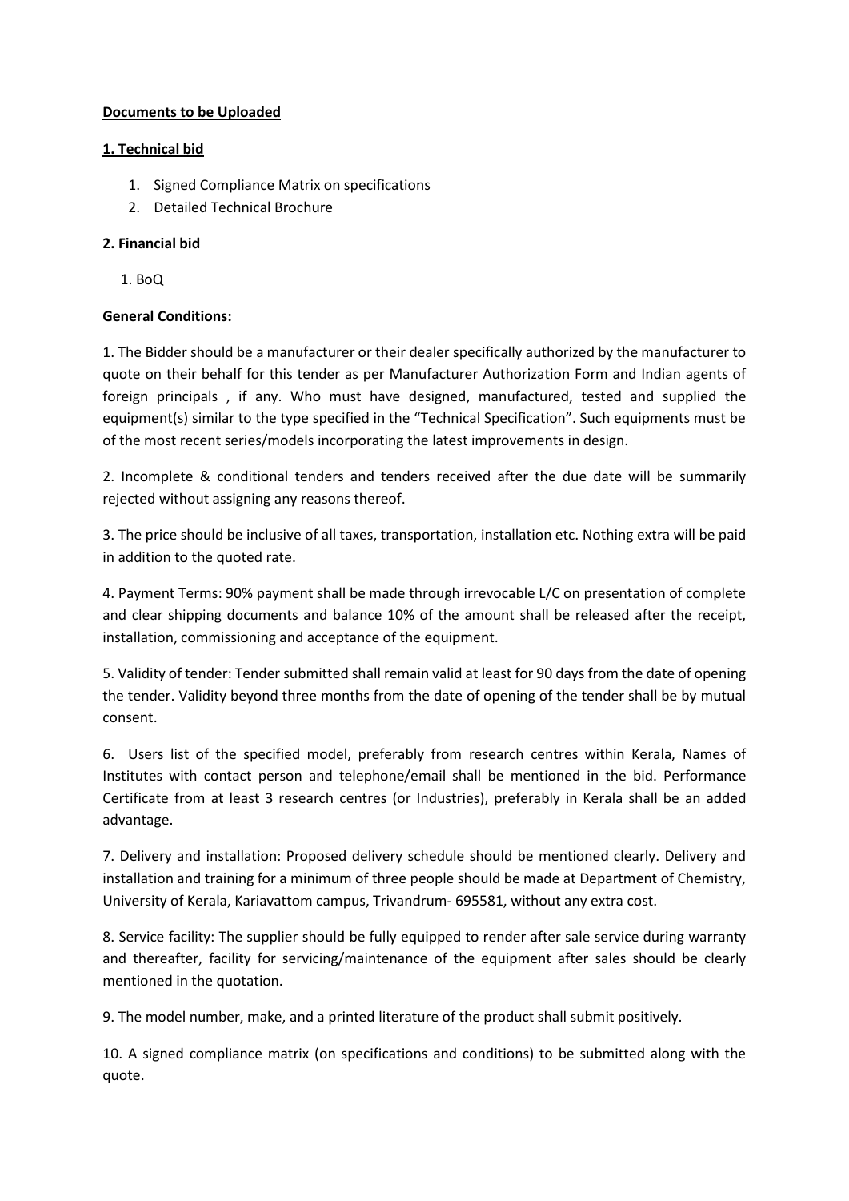**Documents to be Uploaded**

**1. Technical bid**

1. Signed Compliance Matrix on specifications
2. Detailed Technical Brochure

**2. Financial bid**

1. BoQ

**General Conditions:**

1. The Bidder should be a manufacturer or their dealer specifically authorized by the manufacturer to quote on their behalf for this tender as per Manufacturer Authorization Form and Indian agents of foreign principals , if any. Who must have designed, manufactured, tested and supplied the equipment(s) similar to the type specified in the "Technical Specification". Such equipments must be of the most recent series/models incorporating the latest improvements in design.

2. Incomplete & conditional tenders and tenders received after the due date will be summarily rejected without assigning any reasons thereof.

3. The price should be inclusive of all taxes, transportation, installation etc. Nothing extra will be paid in addition to the quoted rate.

4. Payment Terms: 90% payment shall be made through irrevocable L/C on presentation of complete and clear shipping documents and balance 10% of the amount shall be released after the receipt, installation, commissioning and acceptance of the equipment.

5. Validity of tender: Tender submitted shall remain valid at least for 90 days from the date of opening the tender. Validity beyond three months from the date of opening of the tender shall be by mutual consent.

6. Users list of the specified model, preferably from research centres within Kerala, Names of Institutes with contact person and telephone/email shall be mentioned in the bid. Performance Certificate from at least 3 research centres (or Industries), preferably in Kerala shall be an added advantage.

7. Delivery and installation: Proposed delivery schedule should be mentioned clearly. Delivery and installation and training for a minimum of three people should be made at Department of Chemistry, University of Kerala, Kariavattom campus, Trivandrum- 695581, without any extra cost.

8. Service facility: The supplier should be fully equipped to render after sale service during warranty and thereafter, facility for servicing/maintenance of the equipment after sales should be clearly mentioned in the quotation.

9. The model number, make, and a printed literature of the product shall submit positively.

10. A signed compliance matrix (on specifications and conditions) to be submitted along with the quote.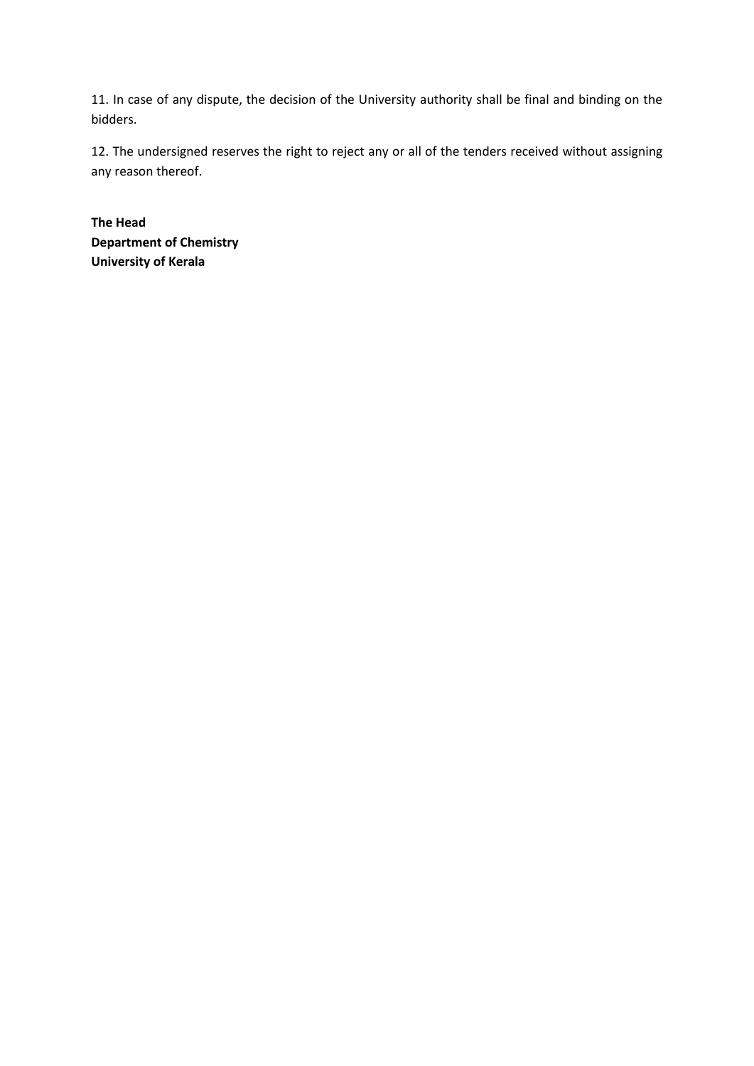11. In case of any dispute, the decision of the University authority shall be final and binding on the bidders.

12. The undersigned reserves the right to reject any or all of the tenders received without assigning any reason thereof.

**The Head**
**Department of Chemistry**
**University of Kerala**